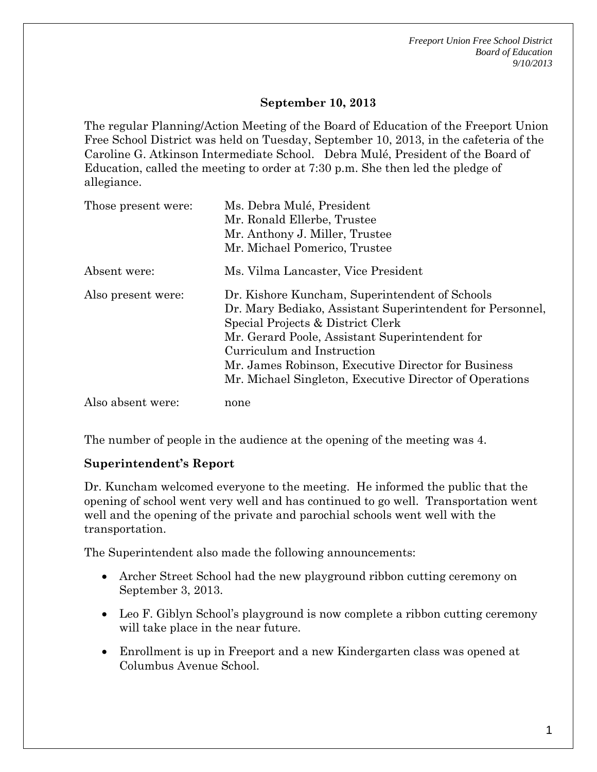**September 10, 2013**

The regular Planning/Action Meeting of the Board of Education of the Freeport Union Free School District was held on Tuesday, September 10, 2013, in the cafeteria of the Caroline G. Atkinson Intermediate School. Debra Mulé, President of the Board of Education, called the meeting to order at 7:30 p.m. She then led the pledge of allegiance.

| | |
|---|---|
| Those present were: | Ms. Debra Mulé, President<br>Mr. Ronald Ellerbe, Trustee<br>Mr. Anthony J. Miller, Trustee<br>Mr. Michael Pomerico, Trustee |
| Absent were: | Ms. Vilma Lancaster, Vice President |
| Also present were: | Dr. Kishore Kuncham, Superintendent of Schools<br>Dr. Mary Bediako, Assistant Superintendent for Personnel, Special Projects & District Clerk<br>Mr. Gerard Poole, Assistant Superintendent for Curriculum and Instruction<br>Mr. James Robinson, Executive Director for Business<br>Mr. Michael Singleton, Executive Director of Operations |
| Also absent were: | none |

The number of people in the audience at the opening of the meeting was 4.

**Superintendent's Report**

Dr. Kuncham welcomed everyone to the meeting. He informed the public that the opening of school went very well and has continued to go well. Transportation went well and the opening of the private and parochial schools went well with the transportation.

The Superintendent also made the following announcements:

- Archer Street School had the new playground ribbon cutting ceremony on September 3, 2013.
- Leo F. Giblyn School's playground is now complete a ribbon cutting ceremony will take place in the near future.
- Enrollment is up in Freeport and a new Kindergarten class was opened at Columbus Avenue School.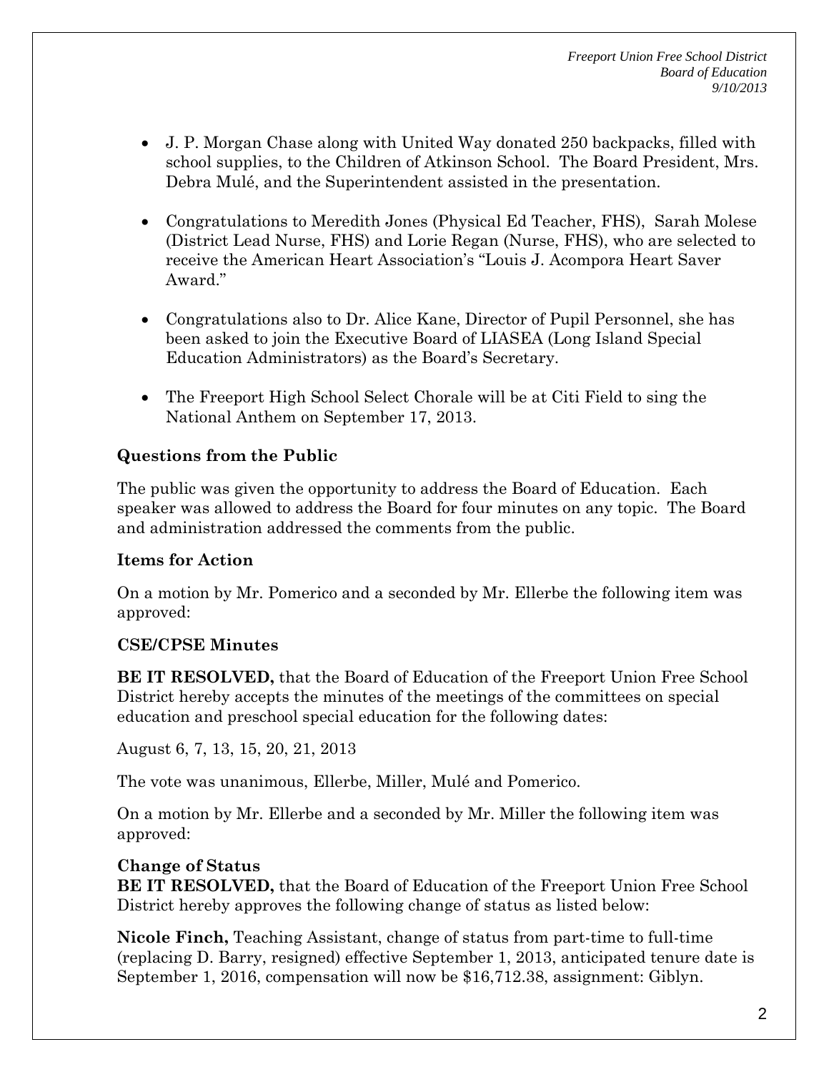- J. P. Morgan Chase along with United Way donated 250 backpacks, filled with school supplies, to the Children of Atkinson School. The Board President, Mrs. Debra Mulé, and the Superintendent assisted in the presentation.

- Congratulations to Meredith Jones (Physical Ed Teacher, FHS), Sarah Molese (District Lead Nurse, FHS) and Lorie Regan (Nurse, FHS), who are selected to receive the American Heart Association's "Louis J. Acompora Heart Saver Award."

- Congratulations also to Dr. Alice Kane, Director of Pupil Personnel, she has been asked to join the Executive Board of LIASEA (Long Island Special Education Administrators) as the Board's Secretary.

- The Freeport High School Select Chorale will be at Citi Field to sing the National Anthem on September 17, 2013.

**Questions from the Public**

The public was given the opportunity to address the Board of Education. Each speaker was allowed to address the Board for four minutes on any topic. The Board and administration addressed the comments from the public.

**Items for Action**

On a motion by Mr. Pomerico and a seconded by Mr. Ellerbe the following item was approved:

**CSE/CPSE Minutes**

**BE IT RESOLVED,** that the Board of Education of the Freeport Union Free School District hereby accepts the minutes of the meetings of the committees on special education and preschool special education for the following dates:

August 6, 7, 13, 15, 20, 21, 2013

The vote was unanimous, Ellerbe, Miller, Mulé and Pomerico.

On a motion by Mr. Ellerbe and a seconded by Mr. Miller the following item was approved:

**Change of Status**
**BE IT RESOLVED,** that the Board of Education of the Freeport Union Free School District hereby approves the following change of status as listed below:

**Nicole Finch,** Teaching Assistant, change of status from part-time to full-time (replacing D. Barry, resigned) effective September 1, 2013, anticipated tenure date is September 1, 2016, compensation will now be $16,712.38, assignment: Giblyn.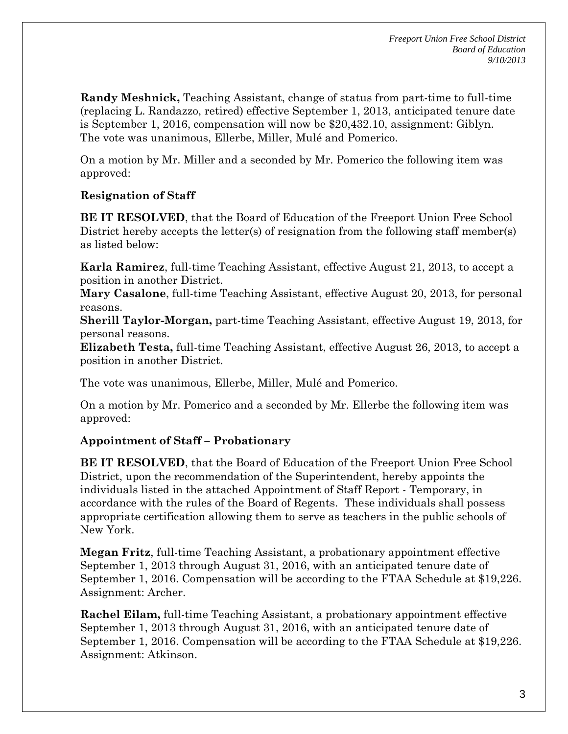**Randy Meshnick,** Teaching Assistant, change of status from part-time to full-time (replacing L. Randazzo, retired) effective September 1, 2013, anticipated tenure date is September 1, 2016, compensation will now be $20,432.10, assignment: Giblyn. The vote was unanimous, Ellerbe, Miller, Mulé and Pomerico.

On a motion by Mr. Miller and a seconded by Mr. Pomerico the following item was approved:

**Resignation of Staff**

**BE IT RESOLVED**, that the Board of Education of the Freeport Union Free School District hereby accepts the letter(s) of resignation from the following staff member(s) as listed below:

**Karla Ramirez**, full-time Teaching Assistant, effective August 21, 2013, to accept a position in another District.
**Mary Casalone**, full-time Teaching Assistant, effective August 20, 2013, for personal reasons.
**Sherill Taylor-Morgan,** part-time Teaching Assistant, effective August 19, 2013, for personal reasons.
**Elizabeth Testa,** full-time Teaching Assistant, effective August 26, 2013, to accept a position in another District.

The vote was unanimous, Ellerbe, Miller, Mulé and Pomerico.

On a motion by Mr. Pomerico and a seconded by Mr. Ellerbe the following item was approved:

**Appointment of Staff – Probationary**

**BE IT RESOLVED**, that the Board of Education of the Freeport Union Free School District, upon the recommendation of the Superintendent, hereby appoints the individuals listed in the attached Appointment of Staff Report - Temporary, in accordance with the rules of the Board of Regents. These individuals shall possess appropriate certification allowing them to serve as teachers in the public schools of New York.

**Megan Fritz**, full-time Teaching Assistant, a probationary appointment effective September 1, 2013 through August 31, 2016, with an anticipated tenure date of September 1, 2016. Compensation will be according to the FTAA Schedule at $19,226. Assignment: Archer.

**Rachel Eilam,** full-time Teaching Assistant, a probationary appointment effective September 1, 2013 through August 31, 2016, with an anticipated tenure date of September 1, 2016. Compensation will be according to the FTAA Schedule at $19,226. Assignment: Atkinson.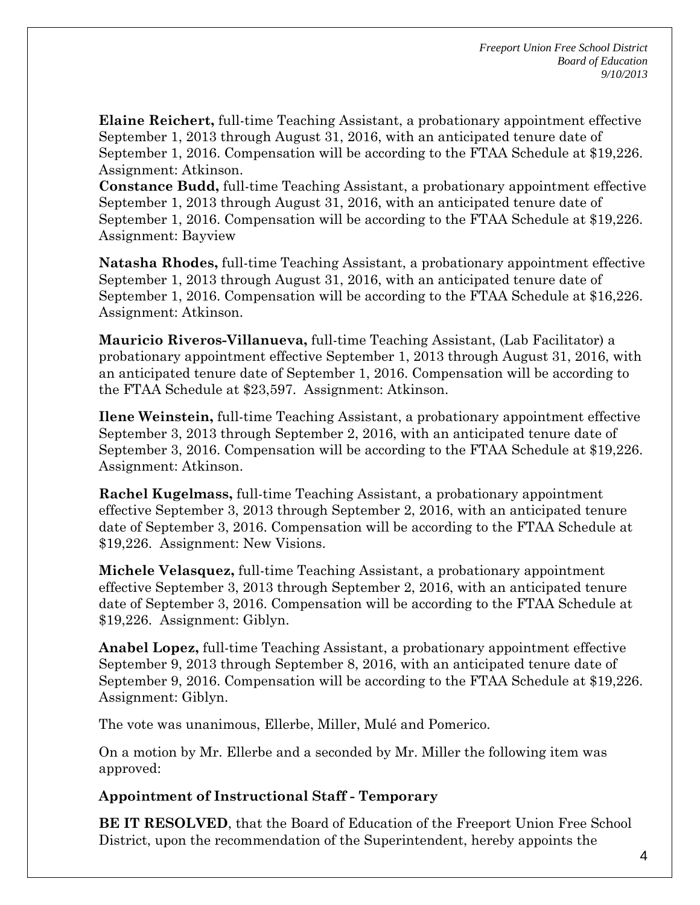**Elaine Reichert,** full-time Teaching Assistant, a probationary appointment effective September 1, 2013 through August 31, 2016, with an anticipated tenure date of September 1, 2016. Compensation will be according to the FTAA Schedule at $19,226. Assignment: Atkinson.

**Constance Budd,** full-time Teaching Assistant, a probationary appointment effective September 1, 2013 through August 31, 2016, with an anticipated tenure date of September 1, 2016. Compensation will be according to the FTAA Schedule at $19,226. Assignment: Bayview

**Natasha Rhodes,** full-time Teaching Assistant, a probationary appointment effective September 1, 2013 through August 31, 2016, with an anticipated tenure date of September 1, 2016. Compensation will be according to the FTAA Schedule at $16,226. Assignment: Atkinson.

**Mauricio Riveros-Villanueva,** full-time Teaching Assistant, (Lab Facilitator) a probationary appointment effective September 1, 2013 through August 31, 2016, with an anticipated tenure date of September 1, 2016. Compensation will be according to the FTAA Schedule at $23,597. Assignment: Atkinson.

**Ilene Weinstein,** full-time Teaching Assistant, a probationary appointment effective September 3, 2013 through September 2, 2016, with an anticipated tenure date of September 3, 2016. Compensation will be according to the FTAA Schedule at $19,226. Assignment: Atkinson.

**Rachel Kugelmass,** full-time Teaching Assistant, a probationary appointment effective September 3, 2013 through September 2, 2016, with an anticipated tenure date of September 3, 2016. Compensation will be according to the FTAA Schedule at $19,226. Assignment: New Visions.

**Michele Velasquez,** full-time Teaching Assistant, a probationary appointment effective September 3, 2013 through September 2, 2016, with an anticipated tenure date of September 3, 2016. Compensation will be according to the FTAA Schedule at $19,226. Assignment: Giblyn.

**Anabel Lopez,** full-time Teaching Assistant, a probationary appointment effective September 9, 2013 through September 8, 2016, with an anticipated tenure date of September 9, 2016. Compensation will be according to the FTAA Schedule at $19,226. Assignment: Giblyn.

The vote was unanimous, Ellerbe, Miller, Mulé and Pomerico.

On a motion by Mr. Ellerbe and a seconded by Mr. Miller the following item was approved:

**Appointment of Instructional Staff - Temporary**

**BE IT RESOLVED**, that the Board of Education of the Freeport Union Free School District, upon the recommendation of the Superintendent, hereby appoints the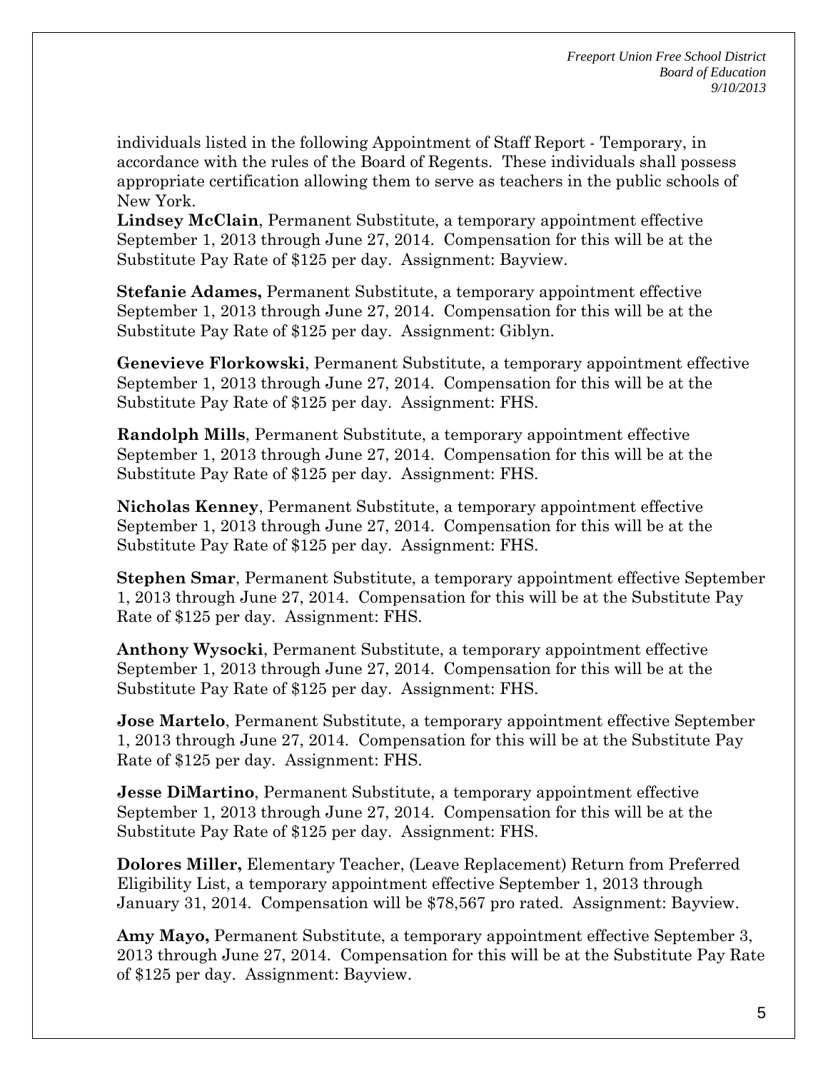individuals listed in the following Appointment of Staff Report - Temporary, in accordance with the rules of the Board of Regents. These individuals shall possess appropriate certification allowing them to serve as teachers in the public schools of New York.

**Lindsey McClain**, Permanent Substitute, a temporary appointment effective September 1, 2013 through June 27, 2014. Compensation for this will be at the Substitute Pay Rate of $125 per day. Assignment: Bayview.

**Stefanie Adames,** Permanent Substitute, a temporary appointment effective September 1, 2013 through June 27, 2014. Compensation for this will be at the Substitute Pay Rate of $125 per day. Assignment: Giblyn.

**Genevieve Florkowski**, Permanent Substitute, a temporary appointment effective September 1, 2013 through June 27, 2014. Compensation for this will be at the Substitute Pay Rate of $125 per day. Assignment: FHS.

**Randolph Mills**, Permanent Substitute, a temporary appointment effective September 1, 2013 through June 27, 2014. Compensation for this will be at the Substitute Pay Rate of $125 per day. Assignment: FHS.

**Nicholas Kenney**, Permanent Substitute, a temporary appointment effective September 1, 2013 through June 27, 2014. Compensation for this will be at the Substitute Pay Rate of $125 per day. Assignment: FHS.

**Stephen Smar**, Permanent Substitute, a temporary appointment effective September 1, 2013 through June 27, 2014. Compensation for this will be at the Substitute Pay Rate of $125 per day. Assignment: FHS.

**Anthony Wysocki**, Permanent Substitute, a temporary appointment effective September 1, 2013 through June 27, 2014. Compensation for this will be at the Substitute Pay Rate of $125 per day. Assignment: FHS.

**Jose Martelo**, Permanent Substitute, a temporary appointment effective September 1, 2013 through June 27, 2014. Compensation for this will be at the Substitute Pay Rate of $125 per day. Assignment: FHS.

**Jesse DiMartino**, Permanent Substitute, a temporary appointment effective September 1, 2013 through June 27, 2014. Compensation for this will be at the Substitute Pay Rate of $125 per day. Assignment: FHS.

**Dolores Miller,** Elementary Teacher, (Leave Replacement) Return from Preferred Eligibility List, a temporary appointment effective September 1, 2013 through January 31, 2014. Compensation will be $78,567 pro rated. Assignment: Bayview.

**Amy Mayo,** Permanent Substitute, a temporary appointment effective September 3, 2013 through June 27, 2014. Compensation for this will be at the Substitute Pay Rate of $125 per day. Assignment: Bayview.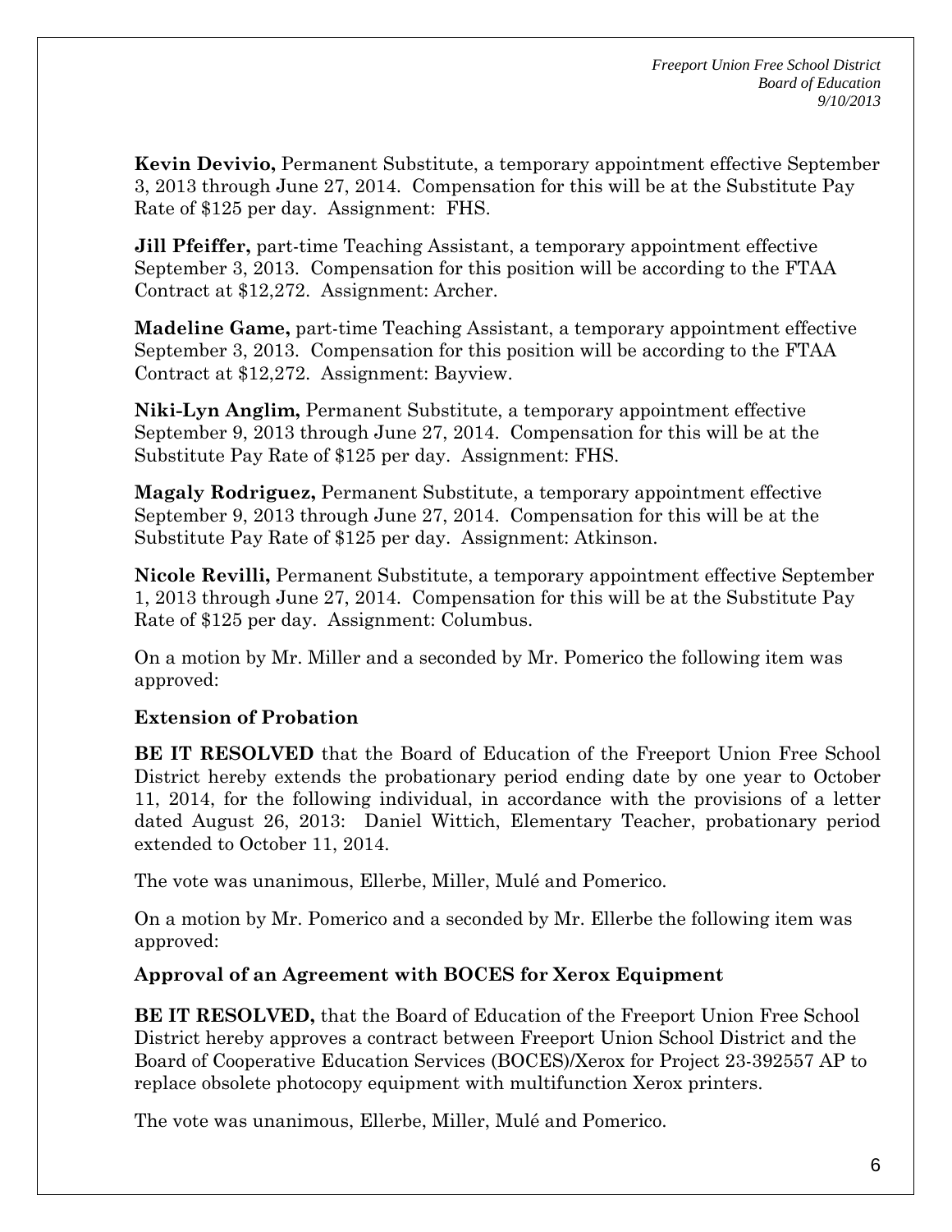**Kevin Devivio,** Permanent Substitute, a temporary appointment effective September 3, 2013 through June 27, 2014. Compensation for this will be at the Substitute Pay Rate of $125 per day. Assignment: FHS.

**Jill Pfeiffer,** part-time Teaching Assistant, a temporary appointment effective September 3, 2013. Compensation for this position will be according to the FTAA Contract at $12,272. Assignment: Archer.

**Madeline Game,** part-time Teaching Assistant, a temporary appointment effective September 3, 2013. Compensation for this position will be according to the FTAA Contract at $12,272. Assignment: Bayview.

**Niki-Lyn Anglim,** Permanent Substitute, a temporary appointment effective September 9, 2013 through June 27, 2014. Compensation for this will be at the Substitute Pay Rate of $125 per day. Assignment: FHS.

**Magaly Rodriguez,** Permanent Substitute, a temporary appointment effective September 9, 2013 through June 27, 2014. Compensation for this will be at the Substitute Pay Rate of $125 per day. Assignment: Atkinson.

**Nicole Revilli,** Permanent Substitute, a temporary appointment effective September 1, 2013 through June 27, 2014. Compensation for this will be at the Substitute Pay Rate of $125 per day. Assignment: Columbus.

On a motion by Mr. Miller and a seconded by Mr. Pomerico the following item was approved:

**Extension of Probation**

**BE IT RESOLVED** that the Board of Education of the Freeport Union Free School District hereby extends the probationary period ending date by one year to October 11, 2014, for the following individual, in accordance with the provisions of a letter dated August 26, 2013: Daniel Wittich, Elementary Teacher, probationary period extended to October 11, 2014.

The vote was unanimous, Ellerbe, Miller, Mulé and Pomerico.

On a motion by Mr. Pomerico and a seconded by Mr. Ellerbe the following item was approved:

**Approval of an Agreement with BOCES for Xerox Equipment**

**BE IT RESOLVED,** that the Board of Education of the Freeport Union Free School District hereby approves a contract between Freeport Union School District and the Board of Cooperative Education Services (BOCES)/Xerox for Project 23-392557 AP to replace obsolete photocopy equipment with multifunction Xerox printers.

The vote was unanimous, Ellerbe, Miller, Mulé and Pomerico.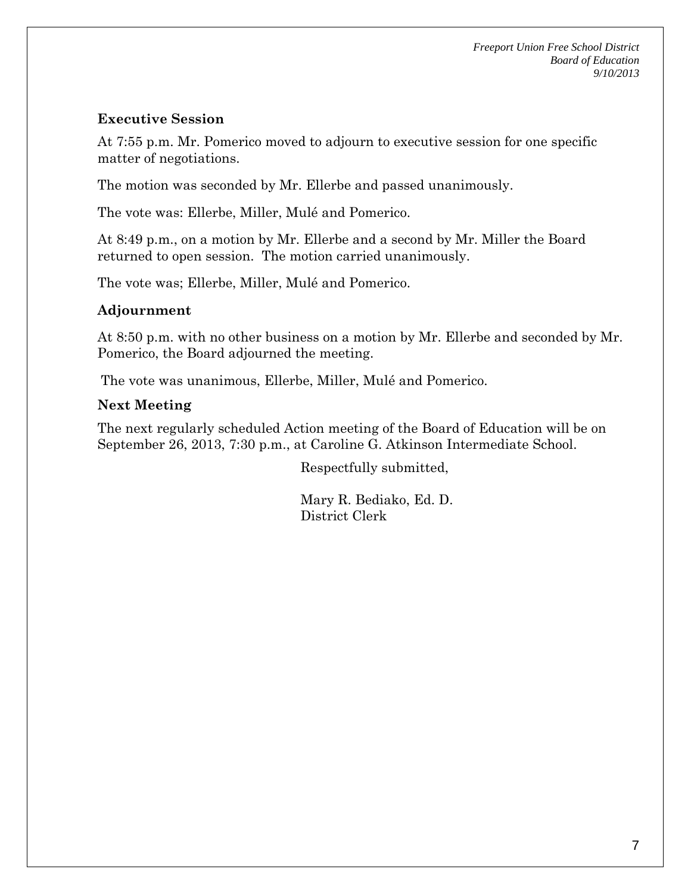### Executive Session

At 7:55 p.m. Mr. Pomerico moved to adjourn to executive session for one specific matter of negotiations.

The motion was seconded by Mr. Ellerbe and passed unanimously.

The vote was: Ellerbe, Miller, Mulé and Pomerico.

At 8:49 p.m., on a motion by Mr. Ellerbe and a second by Mr. Miller the Board returned to open session. The motion carried unanimously.

The vote was; Ellerbe, Miller, Mulé and Pomerico.

### Adjournment

At 8:50 p.m. with no other business on a motion by Mr. Ellerbe and seconded by Mr. Pomerico, the Board adjourned the meeting.

The vote was unanimous, Ellerbe, Miller, Mulé and Pomerico.

### Next Meeting

The next regularly scheduled Action meeting of the Board of Education will be on September 26, 2013, 7:30 p.m., at Caroline G. Atkinson Intermediate School.

Respectfully submitted,

Mary R. Bediako, Ed. D.
District Clerk